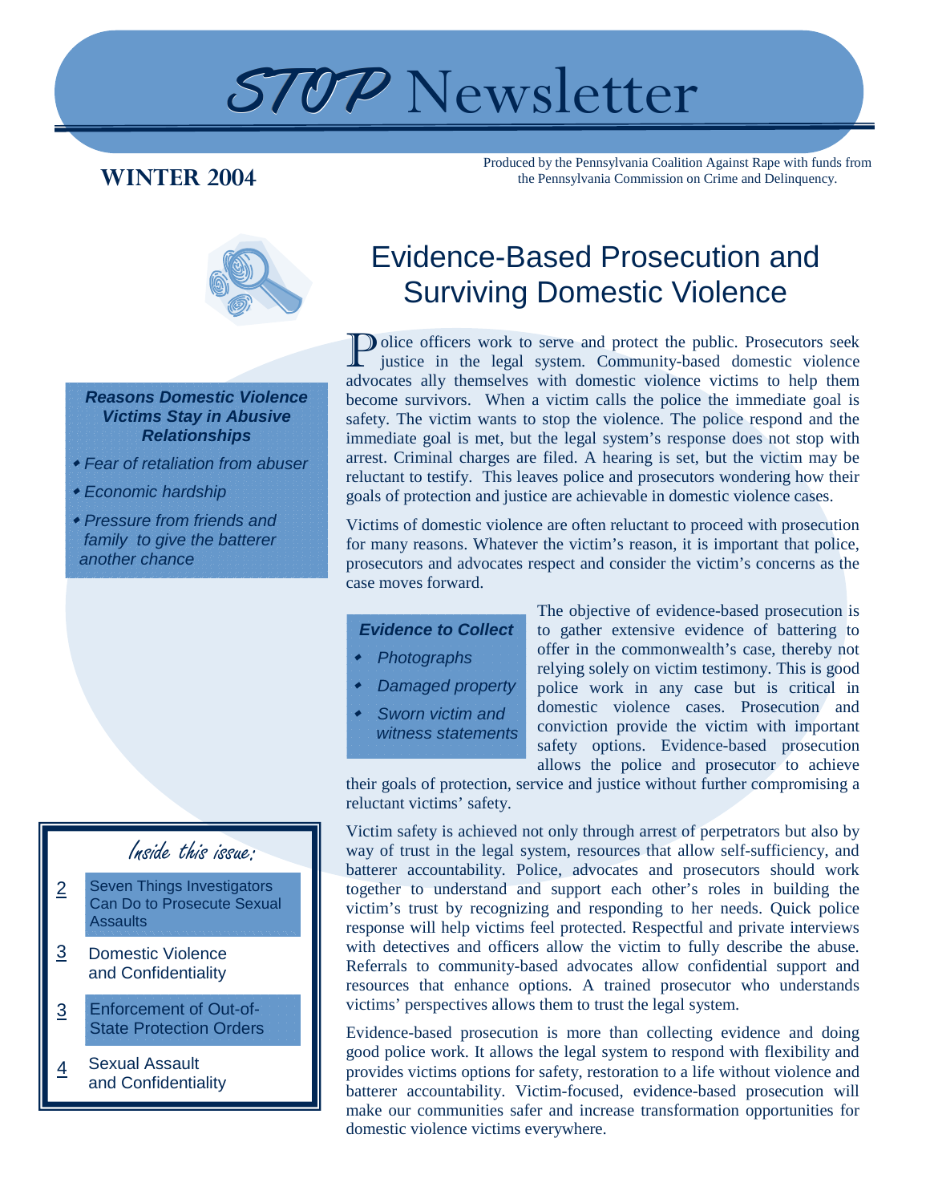# STOP Newsletter

**WINTER 2004**

Produced by the Pennsylvania Coalition Against Rape with funds from the Pennsylvania Commission on Crime and Delinquency.

## Evidence-Based Prosecution and Surviving Domestic Violence

Police officers work to serve and protect the public. Prosecutors seek justice in the legal system. Community-based domestic violence advocates ally themselves with domestic violence victims to help them become survivors. When a victim calls the police the immediate goal is safety. The victim wants to stop the violence. The police respond and the immediate goal is met, but the legal system's response does not stop with arrest. Criminal charges are filed. A hearing is set, but the victim may be reluctant to testify. This leaves police and prosecutors wondering how their goals of protection and justice are achievable in domestic violence cases.

Victims of domestic violence are often reluctant to proceed with prosecution for many reasons. Whatever the victim's reason, it is important that police, prosecutors and advocates respect and consider the victim's concerns as the case moves forward.

The objective of evidence-based prosecution is to gather extensive evidence of battering to offer in the commonwealth's case, thereby not relying solely on victim testimony. This is good police work in any case but is critical in domestic violence cases. Prosecution and conviction provide the victim with important safety options. Evidence-based prosecution allows the police and prosecutor to achieve their goals of protection, service and justice without further compromising a reluctant victims' safety.

Victim safety is achieved not only through arrest of perpetrators but also by way of trust in the legal system, resources that allow self-sufficiency, and batterer accountability. Police, advocates and prosecutors should work together to understand and support each other's roles in building the victim's trust by recognizing and responding to her needs. Quick police response will help victims feel protected. Respectful and private interviews with detectives and officers allow the victim to fully describe the abuse. Referrals to community-based advocates allow confidential support and resources that enhance options. A trained prosecutor who understands victims' perspectives allows them to trust the legal system.

Evidence-based prosecution is more than collecting evidence and doing good police work. It allows the legal system to respond with flexibility and provides victims options for safety, restoration to a life without violence and batterer accountability. Victim-focused, evidence-based prosecution will make our communities safer and increase transformation opportunities for domestic violence victims everywhere.

---

***Reasons Domestic Violence Victims Stay in Abusive Relationships***

- *Fear of retaliation from abuser*
- *Economic hardship*
- *Pressure from friends and family to give the batterer another chance*

---

***Evidence to Collect***

- *Photographs*
- *Damaged property*
- *Sworn victim and witness statements*

---

*Inside this issue:*

| Page | Article |
| --- | --- |
| 2 | Seven Things Investigators Can Do to Prosecute Sexual Assaults |
| 3 | Domestic Violence and Confidentiality |
| 3 | Enforcement of Out-of-State Protection Orders |
| 4 | Sexual Assault and Confidentiality |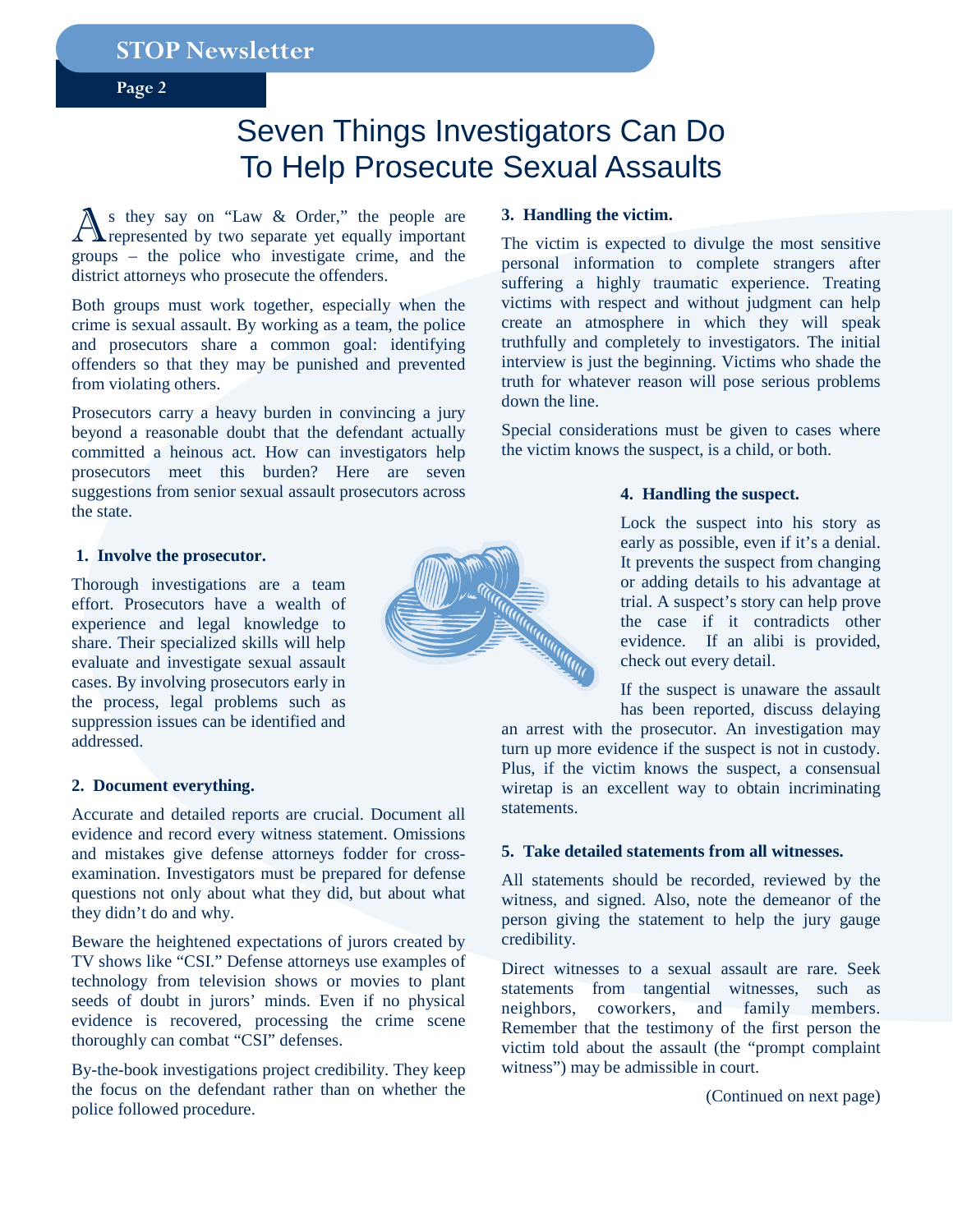# Seven Things Investigators Can Do To Help Prosecute Sexual Assaults

As they say on "Law & Order," the people are represented by two separate yet equally important groups – the police who investigate crime, and the district attorneys who prosecute the offenders.

Both groups must work together, especially when the crime is sexual assault. By working as a team, the police and prosecutors share a common goal: identifying offenders so that they may be punished and prevented from violating others.

Prosecutors carry a heavy burden in convincing a jury beyond a reasonable doubt that the defendant actually committed a heinous act. How can investigators help prosecutors meet this burden? Here are seven suggestions from senior sexual assault prosecutors across the state.

**1. Involve the prosecutor.**

Thorough investigations are a team effort. Prosecutors have a wealth of experience and legal knowledge to share. Their specialized skills will help evaluate and investigate sexual assault cases. By involving prosecutors early in the process, legal problems such as suppression issues can be identified and addressed.

**2. Document everything.**

Accurate and detailed reports are crucial. Document all evidence and record every witness statement. Omissions and mistakes give defense attorneys fodder for cross-examination. Investigators must be prepared for defense questions not only about what they did, but about what they didn't do and why.

Beware the heightened expectations of jurors created by TV shows like "CSI." Defense attorneys use examples of technology from television shows or movies to plant seeds of doubt in jurors' minds. Even if no physical evidence is recovered, processing the crime scene thoroughly can combat "CSI" defenses.

By-the-book investigations project credibility. They keep the focus on the defendant rather than on whether the police followed procedure.

**3. Handling the victim.**

The victim is expected to divulge the most sensitive personal information to complete strangers after suffering a highly traumatic experience. Treating victims with respect and without judgment can help create an atmosphere in which they will speak truthfully and completely to investigators. The initial interview is just the beginning. Victims who shade the truth for whatever reason will pose serious problems down the line.

Special considerations must be given to cases where the victim knows the suspect, is a child, or both.

**4. Handling the suspect.**

Lock the suspect into his story as early as possible, even if it's a denial. It prevents the suspect from changing or adding details to his advantage at trial. A suspect's story can help prove the case if it contradicts other evidence. If an alibi is provided, check out every detail.

If the suspect is unaware the assault has been reported, discuss delaying an arrest with the prosecutor. An investigation may turn up more evidence if the suspect is not in custody. Plus, if the victim knows the suspect, a consensual wiretap is an excellent way to obtain incriminating statements.

**5. Take detailed statements from all witnesses.**

All statements should be recorded, reviewed by the witness, and signed. Also, note the demeanor of the person giving the statement to help the jury gauge credibility.

Direct witnesses to a sexual assault are rare. Seek statements from tangential witnesses, such as neighbors, coworkers, and family members. Remember that the testimony of the first person the victim told about the assault (the "prompt complaint witness") may be admissible in court.

(Continued on next page)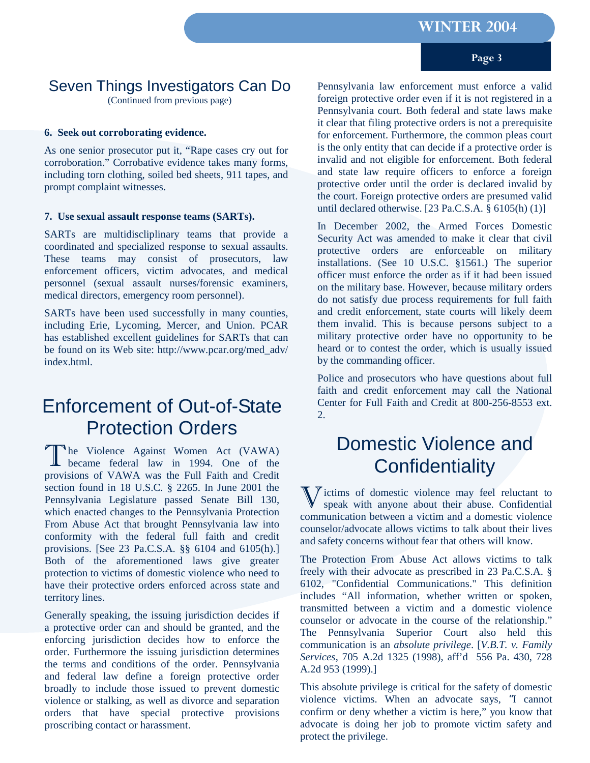## Seven Things Investigators Can Do

(Continued from previous page)

**6. Seek out corroborating evidence.**

As one senior prosecutor put it, “Rape cases cry out for corroboration.” Corrobative evidence takes many forms, including torn clothing, soiled bed sheets, 911 tapes, and prompt complaint witnesses.

**7. Use sexual assault response teams (SARTs).**

SARTs are multidiscliplinary teams that provide a coordinated and specialized response to sexual assaults. These teams may consist of prosecutors, law enforcement officers, victim advocates, and medical personnel (sexual assault nurses/forensic examiners, medical directors, emergency room personnel).

SARTs have been used successfully in many counties, including Erie, Lycoming, Mercer, and Union. PCAR has established excellent guidelines for SARTs that can be found on its Web site: http://www.pcar.org/med_adv/index.html.

## Enforcement of Out-of-State Protection Orders

The Violence Against Women Act (VAWA) became federal law in 1994. One of the provisions of VAWA was the Full Faith and Credit section found in 18 U.S.C. § 2265. In June 2001 the Pennsylvania Legislature passed Senate Bill 130, which enacted changes to the Pennsylvania Protection From Abuse Act that brought Pennsylvania law into conformity with the federal full faith and credit provisions. [See 23 Pa.C.S.A. §§ 6104 and 6105(h).] Both of the aforementioned laws give greater protection to victims of domestic violence who need to have their protective orders enforced across state and territory lines.

Generally speaking, the issuing jurisdiction decides if a protective order can and should be granted, and the enforcing jurisdiction decides how to enforce the order. Furthermore the issuing jurisdiction determines the terms and conditions of the order. Pennsylvania and federal law define a foreign protective order broadly to include those issued to prevent domestic violence or stalking, as well as divorce and separation orders that have special protective provisions proscribing contact or harassment.

Pennsylvania law enforcement must enforce a valid foreign protective order even if it is not registered in a Pennsylvania court. Both federal and state laws make it clear that filing protective orders is not a prerequisite for enforcement. Furthermore, the common pleas court is the only entity that can decide if a protective order is invalid and not eligible for enforcement. Both federal and state law require officers to enforce a foreign protective order until the order is declared invalid by the court. Foreign protective orders are presumed valid until declared otherwise. [23 Pa.C.S.A. § 6105(h) (1)]

In December 2002, the Armed Forces Domestic Security Act was amended to make it clear that civil protective orders are enforceable on military installations. (See 10 U.S.C. §1561.) The superior officer must enforce the order as if it had been issued on the military base. However, because military orders do not satisfy due process requirements for full faith and credit enforcement, state courts will likely deem them invalid. This is because persons subject to a military protective order have no opportunity to be heard or to contest the order, which is usually issued by the commanding officer.

Police and prosecutors who have questions about full faith and credit enforcement may call the National Center for Full Faith and Credit at 800-256-8553 ext. 2.

## Domestic Violence and Confidentiality

Victims of domestic violence may feel reluctant to speak with anyone about their abuse. Confidential communication between a victim and a domestic violence counselor/advocate allows victims to talk about their lives and safety concerns without fear that others will know.

The Protection From Abuse Act allows victims to talk freely with their advocate as prescribed in 23 Pa.C.S.A. § 6102, "Confidential Communications." This definition includes “All information, whether written or spoken, transmitted between a victim and a domestic violence counselor or advocate in the course of the relationship.” The Pennsylvania Superior Court also held this communication is an *absolute privilege*. [*V.B.T. v. Family Services*, 705 A.2d 1325 (1998), aff’d 556 Pa. 430, 728 A.2d 953 (1999).]

This absolute privilege is critical for the safety of domestic violence victims. When an advocate says, “I cannot confirm or deny whether a victim is here,” you know that advocate is doing her job to promote victim safety and protect the privilege.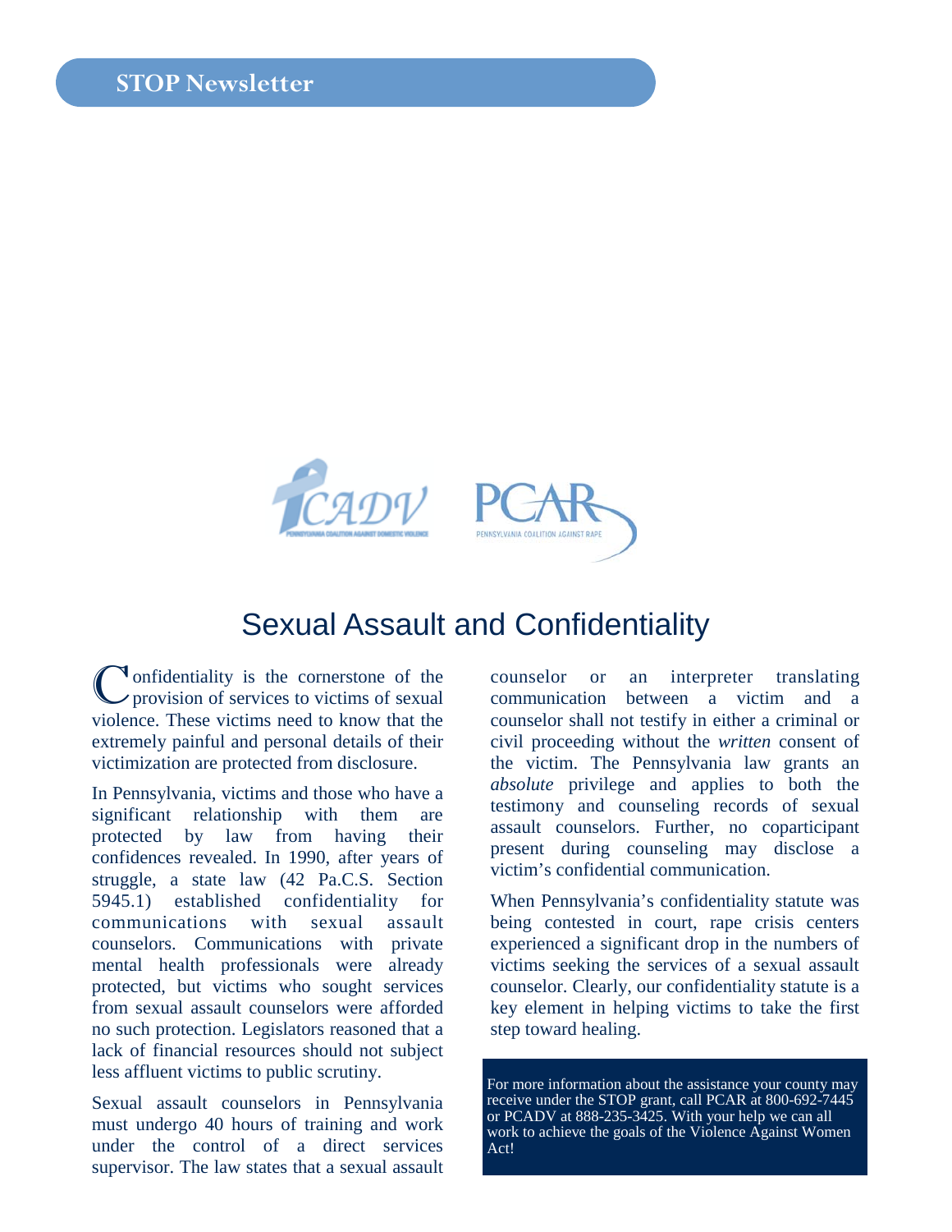# Sexual Assault and Confidentiality

Confidentiality is the cornerstone of the provision of services to victims of sexual violence. These victims need to know that the extremely painful and personal details of their victimization are protected from disclosure.

In Pennsylvania, victims and those who have a significant relationship with them are protected by law from having their confidences revealed. In 1990, after years of struggle, a state law (42 Pa.C.S. Section 5945.1) established confidentiality for communications with sexual assault counselors. Communications with private mental health professionals were already protected, but victims who sought services from sexual assault counselors were afforded no such protection. Legislators reasoned that a lack of financial resources should not subject less affluent victims to public scrutiny.

Sexual assault counselors in Pennsylvania must undergo 40 hours of training and work under the control of a direct services supervisor. The law states that a sexual assault counselor or an interpreter translating communication between a victim and a counselor shall not testify in either a criminal or civil proceeding without the *written* consent of the victim. The Pennsylvania law grants an *absolute* privilege and applies to both the testimony and counseling records of sexual assault counselors. Further, no coparticipant present during counseling may disclose a victim's confidential communication.

When Pennsylvania's confidentiality statute was being contested in court, rape crisis centers experienced a significant drop in the numbers of victims seeking the services of a sexual assault counselor. Clearly, our confidentiality statute is a key element in helping victims to take the first step toward healing.

For more information about the assistance your county may receive under the STOP grant, call PCAR at 800-692-7445 or PCADV at 888-235-3425. With your help we can all work to achieve the goals of the Violence Against Women Act!